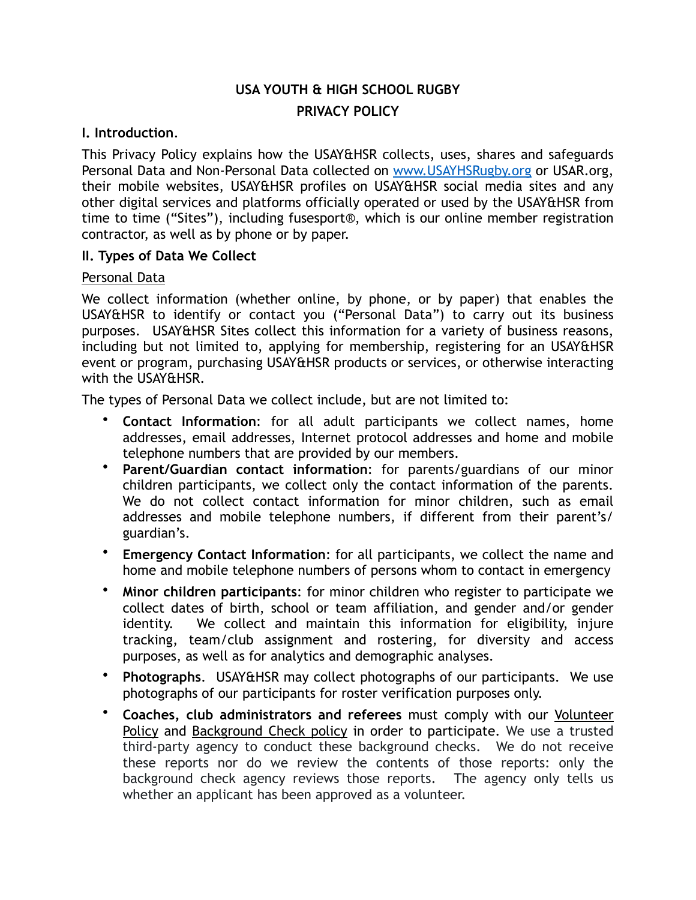# USA YOUTH & HIGH SCHOOL RUGBY

# PRIVACY POLICY

## I. Introduction.

This Privacy Policy explains how the USAY&HSR collects, uses, shares and safeguards Personal Data and Non-Personal Data collected on www.USAYHSRugby.org or USAR.org, their mobile websites, USAY&HSR profiles on USAY&HSR social media sites and any other digital services and platforms officially operated or used by the USAY&HSR from time to time ("Sites"), including fusesport®, which is our online member registration contractor, as well as by phone or by paper.

## II. Types of Data We Collect

Personal Data

We collect information (whether online, by phone, or by paper) that enables the USAY&HSR to identify or contact you ("Personal Data") to carry out its business purposes. USAY&HSR Sites collect this information for a variety of business reasons, including but not limited to, applying for membership, registering for an USAY&HSR event or program, purchasing USAY&HSR products or services, or otherwise interacting with the USAY&HSR.

The types of Personal Data we collect include, but are not limited to:

- **Contact Information**: for all adult participants we collect names, home addresses, email addresses, Internet protocol addresses and home and mobile telephone numbers that are provided by our members.
- **Parent/Guardian contact information**: for parents/guardians of our minor children participants, we collect only the contact information of the parents. We do not collect contact information for minor children, such as email addresses and mobile telephone numbers, if different from their parent's/ guardian's.
- **Emergency Contact Information**: for all participants, we collect the name and home and mobile telephone numbers of persons whom to contact in emergency
- **Minor children participants**: for minor children who register to participate we collect dates of birth, school or team affiliation, and gender and/or gender identity. We collect and maintain this information for eligibility, injure tracking, team/club assignment and rostering, for diversity and access purposes, as well as for analytics and demographic analyses.
- **Photographs**. USAY&HSR may collect photographs of our participants. We use photographs of our participants for roster verification purposes only.
- **Coaches, club administrators and referees** must comply with our Volunteer Policy and Background Check policy in order to participate. We use a trusted third-party agency to conduct these background checks. We do not receive these reports nor do we review the contents of those reports: only the background check agency reviews those reports. The agency only tells us whether an applicant has been approved as a volunteer.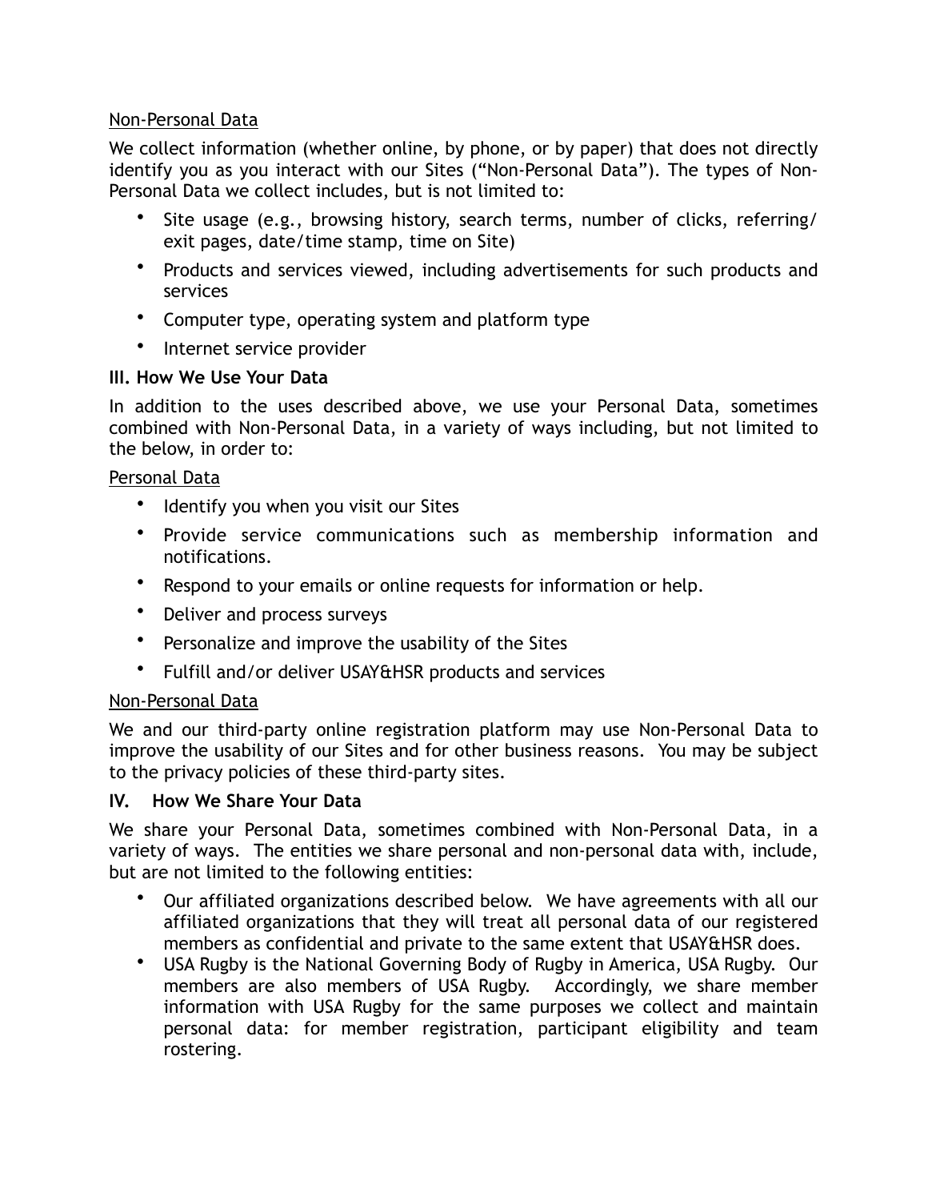<u>Non-Personal Data</u>

We collect information (whether online, by phone, or by paper) that does not directly identify you as you interact with our Sites ("Non-Personal Data"). The types of Non-Personal Data we collect includes, but is not limited to:

- Site usage (e.g., browsing history, search terms, number of clicks, referring/exit pages, date/time stamp, time on Site)
- Products and services viewed, including advertisements for such products and services
- Computer type, operating system and platform type
- Internet service provider

**III. How We Use Your Data**

In addition to the uses described above, we use your Personal Data, sometimes combined with Non-Personal Data, in a variety of ways including, but not limited to the below, in order to:

<u>Personal Data</u>

- Identify you when you visit our Sites
- Provide service communications such as membership information and notifications.
- Respond to your emails or online requests for information or help.
- Deliver and process surveys
- Personalize and improve the usability of the Sites
- Fulfill and/or deliver USAY&HSR products and services

<u>Non-Personal Data</u>

We and our third-party online registration platform may use Non-Personal Data to improve the usability of our Sites and for other business reasons. You may be subject to the privacy policies of these third-party sites.

**IV. How We Share Your Data**

We share your Personal Data, sometimes combined with Non-Personal Data, in a variety of ways. The entities we share personal and non-personal data with, include, but are not limited to the following entities:

- Our affiliated organizations described below. We have agreements with all our affiliated organizations that they will treat all personal data of our registered members as confidential and private to the same extent that USAY&HSR does.
- USA Rugby is the National Governing Body of Rugby in America, USA Rugby. Our members are also members of USA Rugby. Accordingly, we share member information with USA Rugby for the same purposes we collect and maintain personal data: for member registration, participant eligibility and team rostering.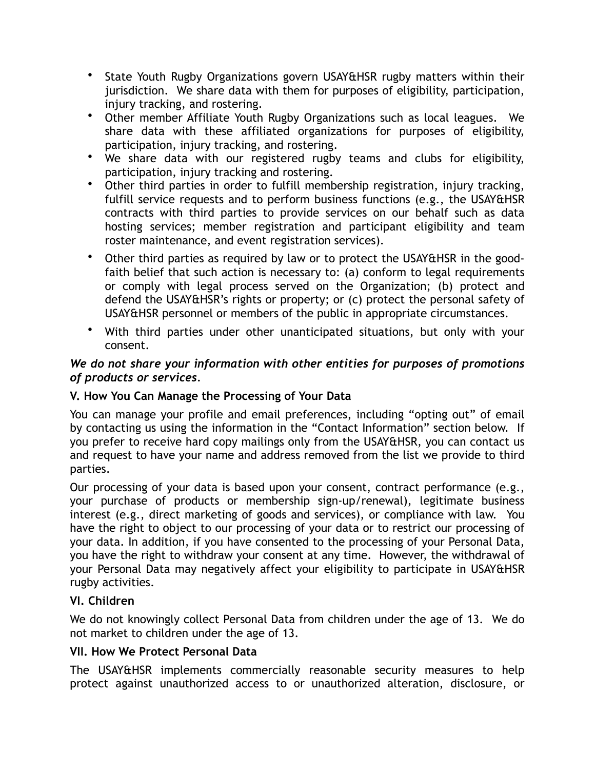- State Youth Rugby Organizations govern USAY&HSR rugby matters within their jurisdiction. We share data with them for purposes of eligibility, participation, injury tracking, and rostering.
- Other member Affiliate Youth Rugby Organizations such as local leagues. We share data with these affiliated organizations for purposes of eligibility, participation, injury tracking, and rostering.
- We share data with our registered rugby teams and clubs for eligibility, participation, injury tracking and rostering.
- Other third parties in order to fulfill membership registration, injury tracking, fulfill service requests and to perform business functions (e.g., the USAY&HSR contracts with third parties to provide services on our behalf such as data hosting services; member registration and participant eligibility and team roster maintenance, and event registration services).
- Other third parties as required by law or to protect the USAY&HSR in the good-faith belief that such action is necessary to: (a) conform to legal requirements or comply with legal process served on the Organization; (b) protect and defend the USAY&HSR's rights or property; or (c) protect the personal safety of USAY&HSR personnel or members of the public in appropriate circumstances.
- With third parties under other unanticipated situations, but only with your consent.

***We do not share your information with other entities for purposes of promotions of products or services.***

**V. How You Can Manage the Processing of Your Data**

You can manage your profile and email preferences, including "opting out" of email by contacting us using the information in the "Contact Information" section below. If you prefer to receive hard copy mailings only from the USAY&HSR, you can contact us and request to have your name and address removed from the list we provide to third parties.

Our processing of your data is based upon your consent, contract performance (e.g., your purchase of products or membership sign-up/renewal), legitimate business interest (e.g., direct marketing of goods and services), or compliance with law. You have the right to object to our processing of your data or to restrict our processing of your data. In addition, if you have consented to the processing of your Personal Data, you have the right to withdraw your consent at any time. However, the withdrawal of your Personal Data may negatively affect your eligibility to participate in USAY&HSR rugby activities.

**VI. Children**

We do not knowingly collect Personal Data from children under the age of 13. We do not market to children under the age of 13.

**VII. How We Protect Personal Data**

The USAY&HSR implements commercially reasonable security measures to help protect against unauthorized access to or unauthorized alteration, disclosure, or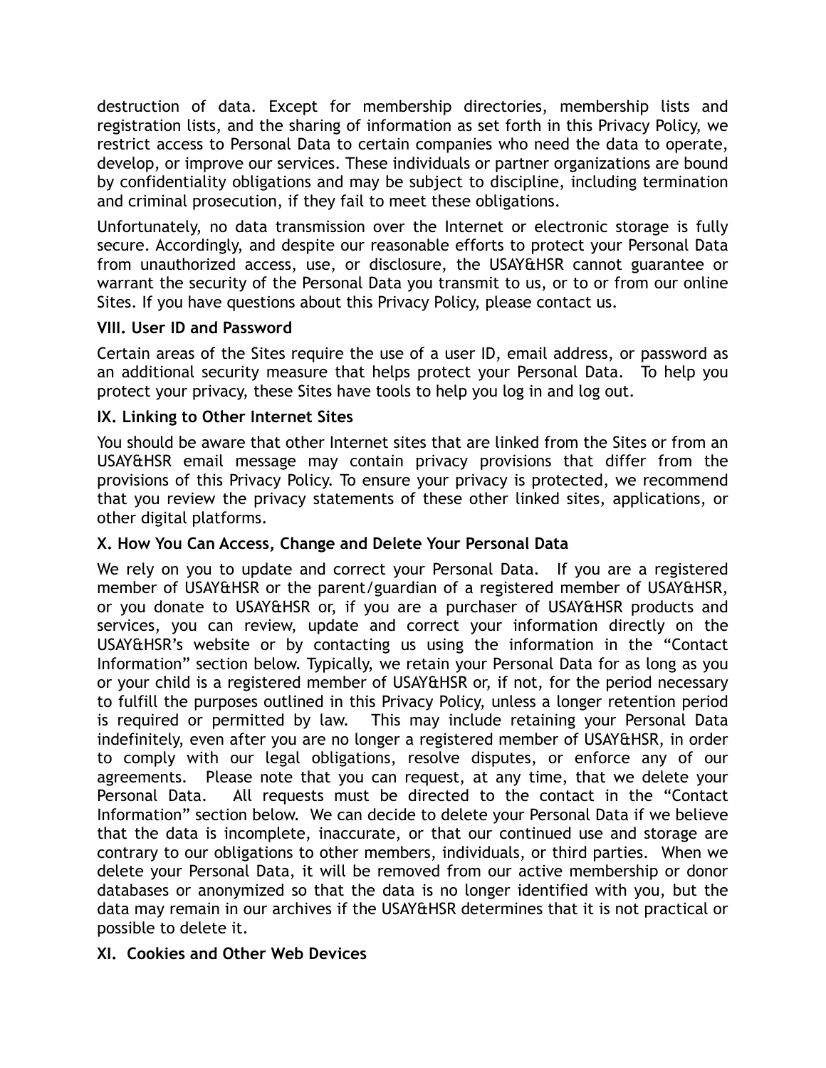destruction of data. Except for membership directories, membership lists and registration lists, and the sharing of information as set forth in this Privacy Policy, we restrict access to Personal Data to certain companies who need the data to operate, develop, or improve our services. These individuals or partner organizations are bound by confidentiality obligations and may be subject to discipline, including termination and criminal prosecution, if they fail to meet these obligations.

Unfortunately, no data transmission over the Internet or electronic storage is fully secure. Accordingly, and despite our reasonable efforts to protect your Personal Data from unauthorized access, use, or disclosure, the USAY&HSR cannot guarantee or warrant the security of the Personal Data you transmit to us, or to or from our online Sites. If you have questions about this Privacy Policy, please contact us.

**VIII. User ID and Password**

Certain areas of the Sites require the use of a user ID, email address, or password as an additional security measure that helps protect your Personal Data. To help you protect your privacy, these Sites have tools to help you log in and log out.

**IX. Linking to Other Internet Sites**

You should be aware that other Internet sites that are linked from the Sites or from an USAY&HSR email message may contain privacy provisions that differ from the provisions of this Privacy Policy. To ensure your privacy is protected, we recommend that you review the privacy statements of these other linked sites, applications, or other digital platforms.

**X. How You Can Access, Change and Delete Your Personal Data**

We rely on you to update and correct your Personal Data. If you are a registered member of USAY&HSR or the parent/guardian of a registered member of USAY&HSR, or you donate to USAY&HSR or, if you are a purchaser of USAY&HSR products and services, you can review, update and correct your information directly on the USAY&HSR's website or by contacting us using the information in the "Contact Information" section below. Typically, we retain your Personal Data for as long as you or your child is a registered member of USAY&HSR or, if not, for the period necessary to fulfill the purposes outlined in this Privacy Policy, unless a longer retention period is required or permitted by law. This may include retaining your Personal Data indefinitely, even after you are no longer a registered member of USAY&HSR, in order to comply with our legal obligations, resolve disputes, or enforce any of our agreements. Please note that you can request, at any time, that we delete your Personal Data. All requests must be directed to the contact in the "Contact Information" section below. We can decide to delete your Personal Data if we believe that the data is incomplete, inaccurate, or that our continued use and storage are contrary to our obligations to other members, individuals, or third parties. When we delete your Personal Data, it will be removed from our active membership or donor databases or anonymized so that the data is no longer identified with you, but the data may remain in our archives if the USAY&HSR determines that it is not practical or possible to delete it.

**XI. Cookies and Other Web Devices**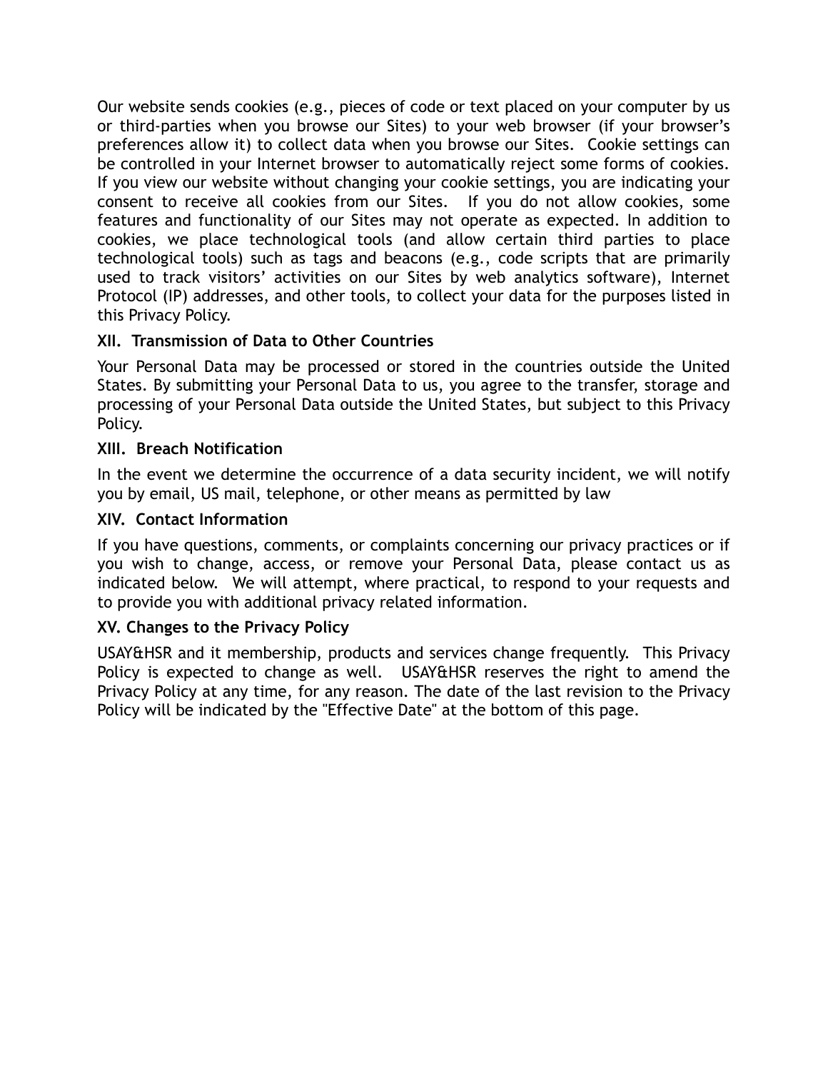Our website sends cookies (e.g., pieces of code or text placed on your computer by us or third-parties when you browse our Sites) to your web browser (if your browser's preferences allow it) to collect data when you browse our Sites. Cookie settings can be controlled in your Internet browser to automatically reject some forms of cookies. If you view our website without changing your cookie settings, you are indicating your consent to receive all cookies from our Sites. If you do not allow cookies, some features and functionality of our Sites may not operate as expected. In addition to cookies, we place technological tools (and allow certain third parties to place technological tools) such as tags and beacons (e.g., code scripts that are primarily used to track visitors' activities on our Sites by web analytics software), Internet Protocol (IP) addresses, and other tools, to collect your data for the purposes listed in this Privacy Policy.

### XII. Transmission of Data to Other Countries

Your Personal Data may be processed or stored in the countries outside the United States. By submitting your Personal Data to us, you agree to the transfer, storage and processing of your Personal Data outside the United States, but subject to this Privacy Policy.

### XIII. Breach Notification

In the event we determine the occurrence of a data security incident, we will notify you by email, US mail, telephone, or other means as permitted by law

### XIV. Contact Information

If you have questions, comments, or complaints concerning our privacy practices or if you wish to change, access, or remove your Personal Data, please contact us as indicated below. We will attempt, where practical, to respond to your requests and to provide you with additional privacy related information.

### XV. Changes to the Privacy Policy

USAY&HSR and it membership, products and services change frequently. This Privacy Policy is expected to change as well. USAY&HSR reserves the right to amend the Privacy Policy at any time, for any reason. The date of the last revision to the Privacy Policy will be indicated by the "Effective Date" at the bottom of this page.